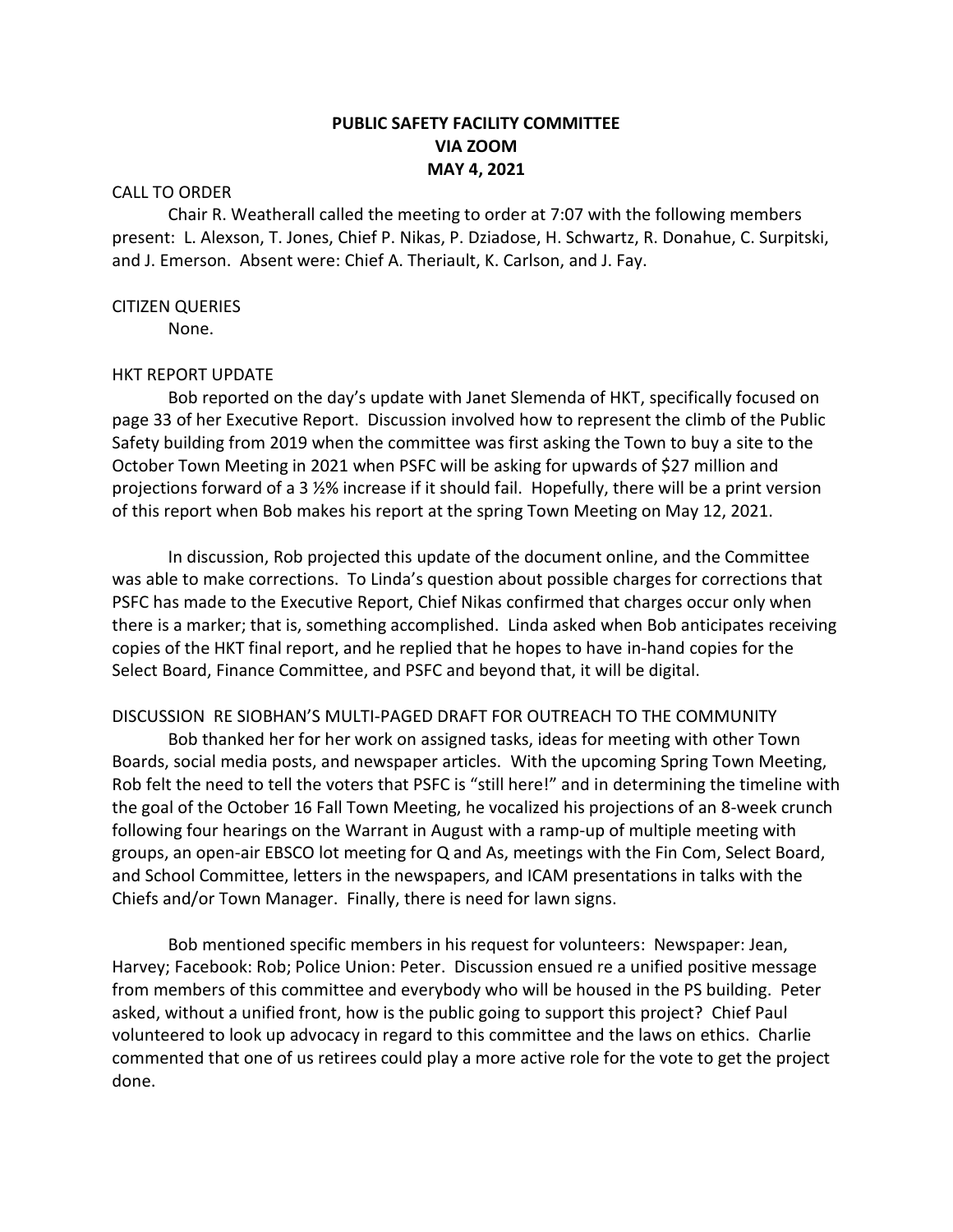# PUBLIC SAFETY FACILITY COMMITTEE
## VIA ZOOM
## MAY 4, 2021

CALL TO ORDER

Chair R. Weatherall called the meeting to order at 7:07 with the following members present: L. Alexson, T. Jones, Chief P. Nikas, P. Dziadose, H. Schwartz, R. Donahue, C. Surpitski, and J. Emerson. Absent were: Chief A. Theriault, K. Carlson, and J. Fay.

CITIZEN QUERIES

None.

HKT REPORT UPDATE

Bob reported on the day's update with Janet Slemenda of HKT, specifically focused on page 33 of her Executive Report. Discussion involved how to represent the climb of the Public Safety building from 2019 when the committee was first asking the Town to buy a site to the October Town Meeting in 2021 when PSFC will be asking for upwards of $27 million and projections forward of a 3 ½% increase if it should fail. Hopefully, there will be a print version of this report when Bob makes his report at the spring Town Meeting on May 12, 2021.

In discussion, Rob projected this update of the document online, and the Committee was able to make corrections. To Linda's question about possible charges for corrections that PSFC has made to the Executive Report, Chief Nikas confirmed that charges occur only when there is a marker; that is, something accomplished. Linda asked when Bob anticipates receiving copies of the HKT final report, and he replied that he hopes to have in-hand copies for the Select Board, Finance Committee, and PSFC and beyond that, it will be digital.

DISCUSSION RE SIOBHAN'S MULTI-PAGED DRAFT FOR OUTREACH TO THE COMMUNITY

Bob thanked her for her work on assigned tasks, ideas for meeting with other Town Boards, social media posts, and newspaper articles. With the upcoming Spring Town Meeting, Rob felt the need to tell the voters that PSFC is "still here!" and in determining the timeline with the goal of the October 16 Fall Town Meeting, he vocalized his projections of an 8-week crunch following four hearings on the Warrant in August with a ramp-up of multiple meeting with groups, an open-air EBSCO lot meeting for Q and As, meetings with the Fin Com, Select Board, and School Committee, letters in the newspapers, and ICAM presentations in talks with the Chiefs and/or Town Manager. Finally, there is need for lawn signs.

Bob mentioned specific members in his request for volunteers: Newspaper: Jean, Harvey; Facebook: Rob; Police Union: Peter. Discussion ensued re a unified positive message from members of this committee and everybody who will be housed in the PS building. Peter asked, without a unified front, how is the public going to support this project? Chief Paul volunteered to look up advocacy in regard to this committee and the laws on ethics. Charlie commented that one of us retirees could play a more active role for the vote to get the project done.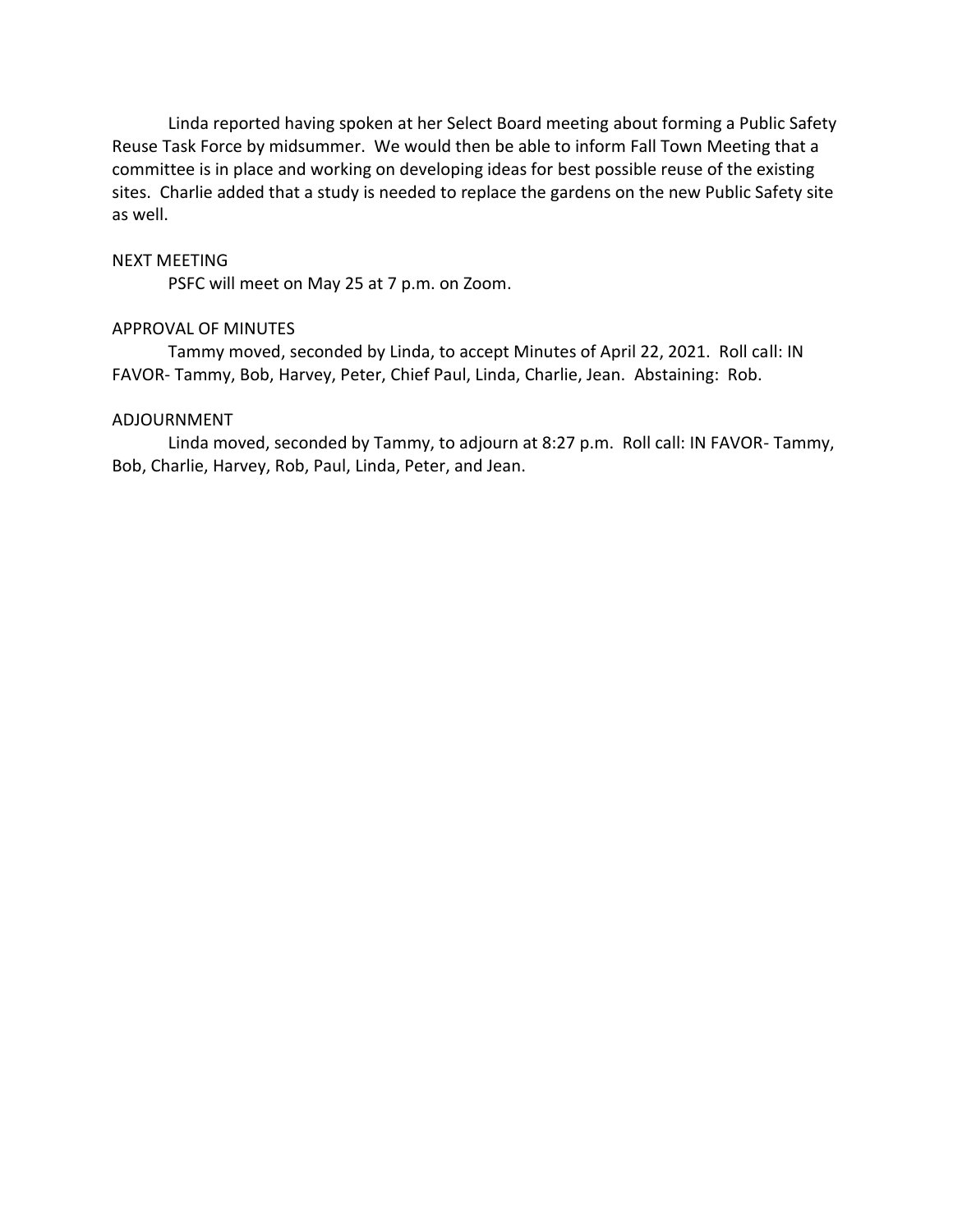Linda reported having spoken at her Select Board meeting about forming a Public Safety Reuse Task Force by midsummer. We would then be able to inform Fall Town Meeting that a committee is in place and working on developing ideas for best possible reuse of the existing sites. Charlie added that a study is needed to replace the gardens on the new Public Safety site as well.

NEXT MEETING

PSFC will meet on May 25 at 7 p.m. on Zoom.

APPROVAL OF MINUTES

Tammy moved, seconded by Linda, to accept Minutes of April 22, 2021. Roll call: IN FAVOR- Tammy, Bob, Harvey, Peter, Chief Paul, Linda, Charlie, Jean. Abstaining: Rob.

ADJOURNMENT

Linda moved, seconded by Tammy, to adjourn at 8:27 p.m. Roll call: IN FAVOR- Tammy, Bob, Charlie, Harvey, Rob, Paul, Linda, Peter, and Jean.